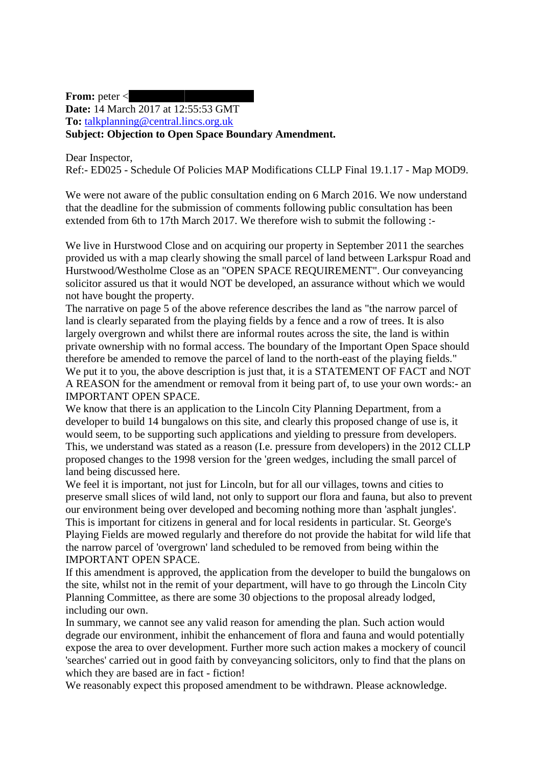**From:** peter <

**Date:** 14 March 2017 at 12:55:53 GMT

**To:** talkplanning@central.lincs.org.uk

**Subject: Objection to Open Space Boundary Amendment.**

Dear Inspector,

Ref:- ED025 - Schedule Of Policies MAP Modifications CLLP Final 19.1.17 - Map MOD9.

We were not aware of the public consultation ending on 6 March 2016. We now understand that the deadline for the submission of comments following public consultation has been extended from 6th to 17th March 2017. We therefore wish to submit the following :-

We live in Hurstwood Close and on acquiring our property in September 2011 the searches provided us with a map clearly showing the small parcel of land between Larkspur Road and Hurstwood/Westholme Close as an "OPEN SPACE REQUIREMENT". Our conveyancing solicitor assured us that it would NOT be developed, an assurance without which we would not have bought the property.

The narrative on page 5 of the above reference describes the land as "the narrow parcel of land is clearly separated from the playing fields by a fence and a row of trees. It is also largely overgrown and whilst there are informal routes across the site, the land is within private ownership with no formal access. The boundary of the Important Open Space should therefore be amended to remove the parcel of land to the north-east of the playing fields."

We put it to you, the above description is just that, it is a STATEMENT OF FACT and NOT A REASON for the amendment or removal from it being part of, to use your own words:- an IMPORTANT OPEN SPACE.

We know that there is an application to the Lincoln City Planning Department, from a developer to build 14 bungalows on this site, and clearly this proposed change of use is, it would seem, to be supporting such applications and yielding to pressure from developers. This, we understand was stated as a reason (I.e. pressure from developers) in the 2012 CLLP proposed changes to the 1998 version for the 'green wedges, including the small parcel of land being discussed here.

We feel it is important, not just for Lincoln, but for all our villages, towns and cities to preserve small slices of wild land, not only to support our flora and fauna, but also to prevent our environment being over developed and becoming nothing more than 'asphalt jungles'. This is important for citizens in general and for local residents in particular. St. George's Playing Fields are mowed regularly and therefore do not provide the habitat for wild life that the narrow parcel of 'overgrown' land scheduled to be removed from being within the IMPORTANT OPEN SPACE.

If this amendment is approved, the application from the developer to build the bungalows on the site, whilst not in the remit of your department, will have to go through the Lincoln City Planning Committee, as there are some 30 objections to the proposal already lodged, including our own.

In summary, we cannot see any valid reason for amending the plan. Such action would degrade our environment, inhibit the enhancement of flora and fauna and would potentially expose the area to over development. Further more such action makes a mockery of council 'searches' carried out in good faith by conveyancing solicitors, only to find that the plans on which they are based are in fact - fiction!

We reasonably expect this proposed amendment to be withdrawn. Please acknowledge.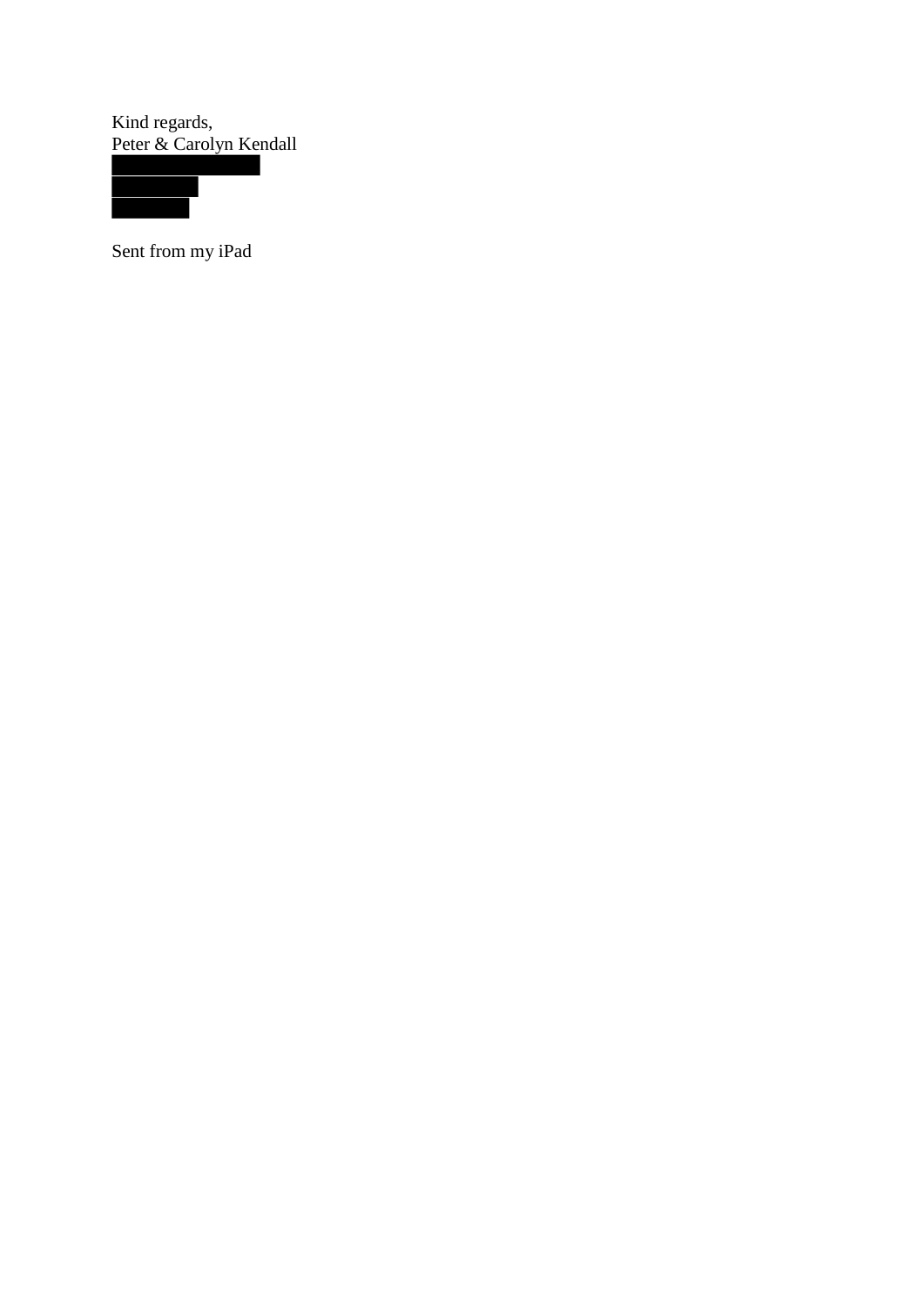Kind regards,
Peter & Carolyn Kendall

Sent from my iPad